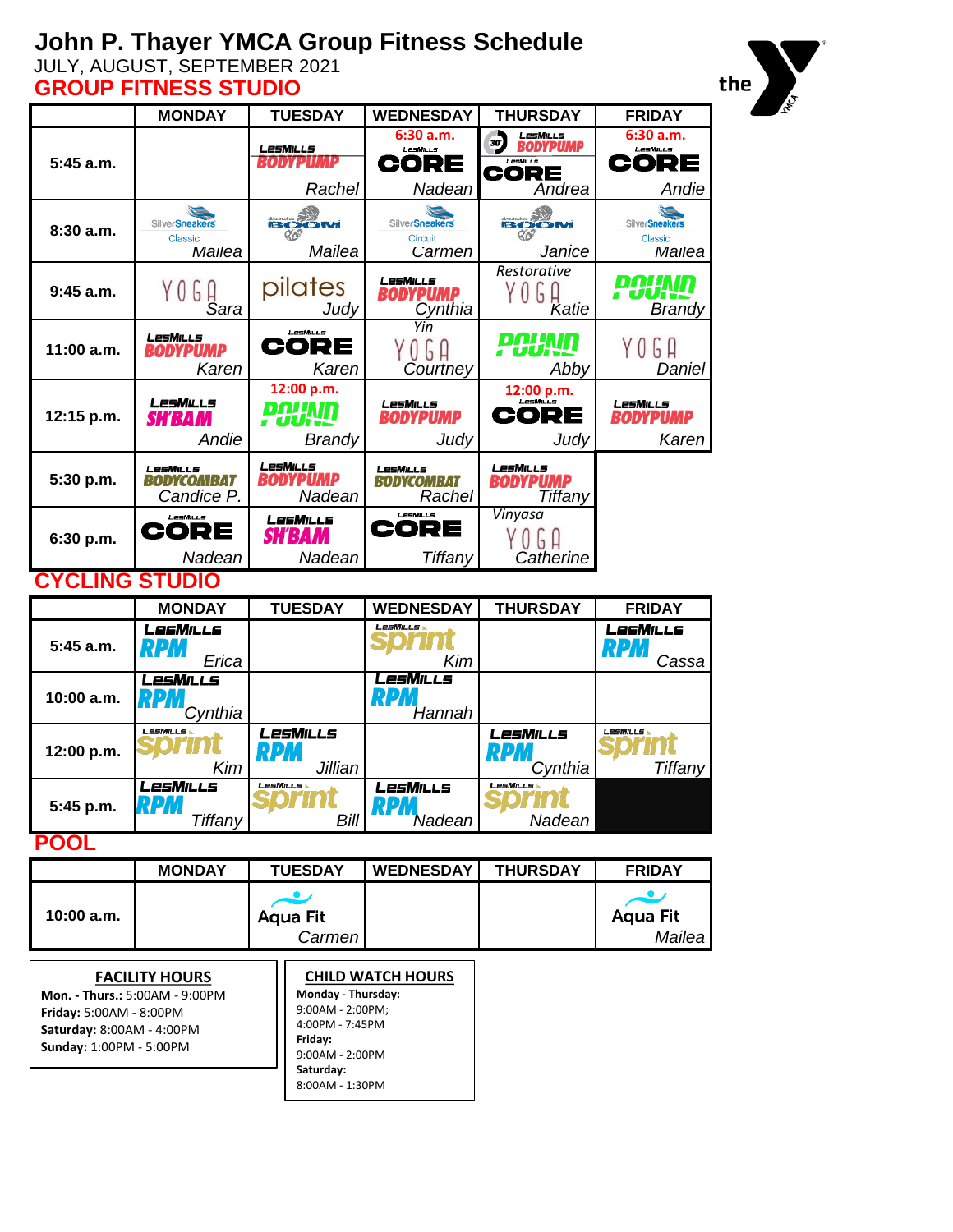# John P. Thayer YMCA Group Fitness Schedule

JULY, AUGUST, SEPTEMBER 2021

## GROUP FITNESS STUDIO

| | MONDAY | TUESDAY | WEDNESDAY | THURSDAY | FRIDAY |
|---|---|---|---|---|---|
| 5:45 a.m. | | LesMills BODYPUMP Rachel | 6:30 a.m. LesMills CORE Nadean | 30' LesMills BODYPUMP LesMills CORE Andrea | 6:30 a.m. LesMills CORE Andie |
| 8:30 a.m. | SilverSneakers Classic Mailea | SilverSneakers BOOM Mailea | SilverSneakers Circuit Carmen | SilverSneakers BOOM Janice | SilverSneakers Classic Mailea |
| 9:45 a.m. | YOGA Sara | pilates Judy | LesMills BODYPUMP Cynthia | Restorative YOGA Katie | POUND Brandy |
| 11:00 a.m. | LesMills BODYPUMP Karen | LesMills CORE Karen | Yin YOGA Courtney | POUND Abby | YOGA Daniel |
| 12:15 p.m. | LesMills SH'BAM Andie | 12:00 p.m. POUND Brandy | LesMills BODYPUMP Judy | 12:00 p.m. LesMills CORE Judy | LesMills BODYPUMP Karen |
| 5:30 p.m. | LesMills BODYCOMBAT Candice P. | LesMills BODYPUMP Nadean | LesMills BODYCOMBAT Rachel | LesMills BODYPUMP Tiffany | |
| 6:30 p.m. | LesMills CORE Nadean | LesMills SH'BAM Nadean | LesMills CORE Tiffany | Vinyasa YOGA Catherine | |

## CYCLING STUDIO

| | MONDAY | TUESDAY | WEDNESDAY | THURSDAY | FRIDAY |
|---|---|---|---|---|---|
| 5:45 a.m. | LesMills RPM Erica | | LesMills sprint Kim | | LesMills RPM Cassa |
| 10:00 a.m. | LesMills RPM Cynthia | | LesMills RPM Hannah | | |
| 12:00 p.m. | LesMills sprint Kim | LesMills RPM Jillian | | LesMills RPM Cynthia | LesMills sprint Tiffany |
| 5:45 p.m. | LesMills RPM Tiffany | LesMills sprint Bill | LesMills RPM Nadean | LesMills sprint Nadean | |

## POOL

| | MONDAY | TUESDAY | WEDNESDAY | THURSDAY | FRIDAY |
|---|---|---|---|---|---|
| 10:00 a.m. | | Aqua Fit Carmen | | | Aqua Fit Mailea |

**FACILITY HOURS**

**Mon. - Thurs.:** 5:00AM - 9:00PM
**Friday:** 5:00AM - 8:00PM
**Saturday:** 8:00AM - 4:00PM
**Sunday:** 1:00PM - 5:00PM

**CHILD WATCH HOURS**

**Monday - Thursday:**
9:00AM - 2:00PM;
4:00PM - 7:45PM
**Friday:**
9:00AM - 2:00PM
**Saturday:**
8:00AM - 1:30PM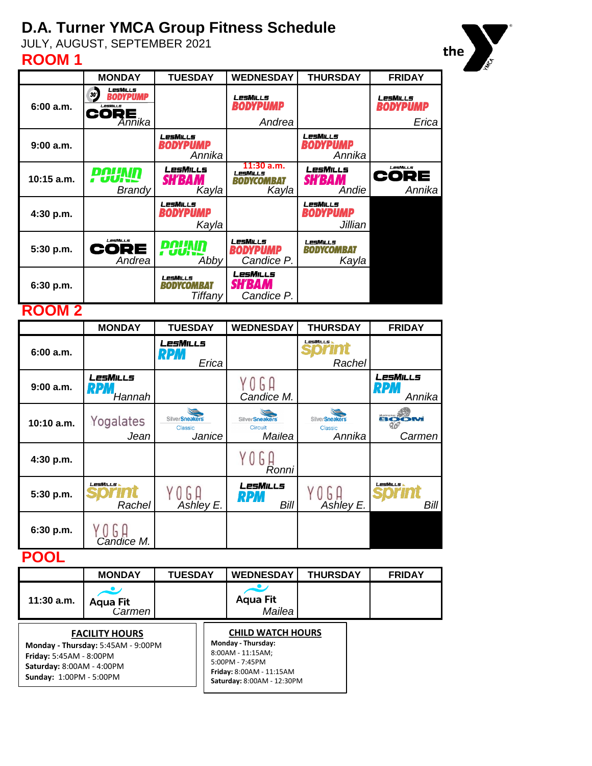# D.A. Turner YMCA Group Fitness Schedule

JULY, AUGUST, SEPTEMBER 2021

## ROOM 1

| | MONDAY | TUESDAY | WEDNESDAY | THURSDAY | FRIDAY |
|---|---|---|---|---|---|
| 6:00 a.m. | 30' LesMills BODYPUMP / LesMills CORE Annika | | LesMills BODYPUMP Andrea | | LesMills BODYPUMP Erica |
| 9:00 a.m. | | LesMills BODYPUMP Annika | | LesMills BODYPUMP Annika | |
| 10:15 a.m. | POUND Brandy | LesMills SH'BAM Kayla | 11:30 a.m. LesMills BODYCOMBAT Kayla | LesMills SH'BAM Andie | LesMills CORE Annika |
| 4:30 p.m. | | LesMills BODYPUMP Kayla | | LesMills BODYPUMP Jillian | |
| 5:30 p.m. | LesMills CORE Andrea | POUND Abby | LesMills BODYPUMP Candice P. | LesMills BODYCOMBAT Kayla | |
| 6:30 p.m. | | LesMills BODYCOMBAT Tiffany | LesMills SH'BAM Candice P. | | |

## ROOM 2

| | MONDAY | TUESDAY | WEDNESDAY | THURSDAY | FRIDAY |
|---|---|---|---|---|---|
| 6:00 a.m. | | LesMills RPM Erica | | LesMills sprint Rachel | |
| 9:00 a.m. | LesMills RPM Hannah | | YOGA Candice M. | | LesMills RPM Annika |
| 10:10 a.m. | Yogalates Jean | SilverSneakers Classic Janice | SilverSneakers Circuit Mailea | SilverSneakers Classic Annika | SilverSneakers BOOM Carmen |
| 4:30 p.m. | | | YOGA Ronni | | |
| 5:30 p.m. | LesMills sprint Rachel | YOGA Ashley E. | LesMills RPM Bill | YOGA Ashley E. | LesMills sprint Bill |
| 6:30 p.m. | YOGA Candice M. | | | | |

## POOL

| | MONDAY | TUESDAY | WEDNESDAY | THURSDAY | FRIDAY |
|---|---|---|---|---|---|
| 11:30 a.m. | Aqua Fit Carmen | | Aqua Fit Mailea | | |

**FACILITY HOURS**

**Monday - Thursday:** 5:45AM - 9:00PM
**Friday:** 5:45AM - 8:00PM
**Saturday:** 8:00AM - 4:00PM
**Sunday:** 1:00PM - 5:00PM

**CHILD WATCH HOURS**

**Monday - Thursday:**
8:00AM - 11:15AM;
5:00PM - 7:45PM
**Friday:** 8:00AM - 11:15AM
**Saturday:** 8:00AM - 12:30PM